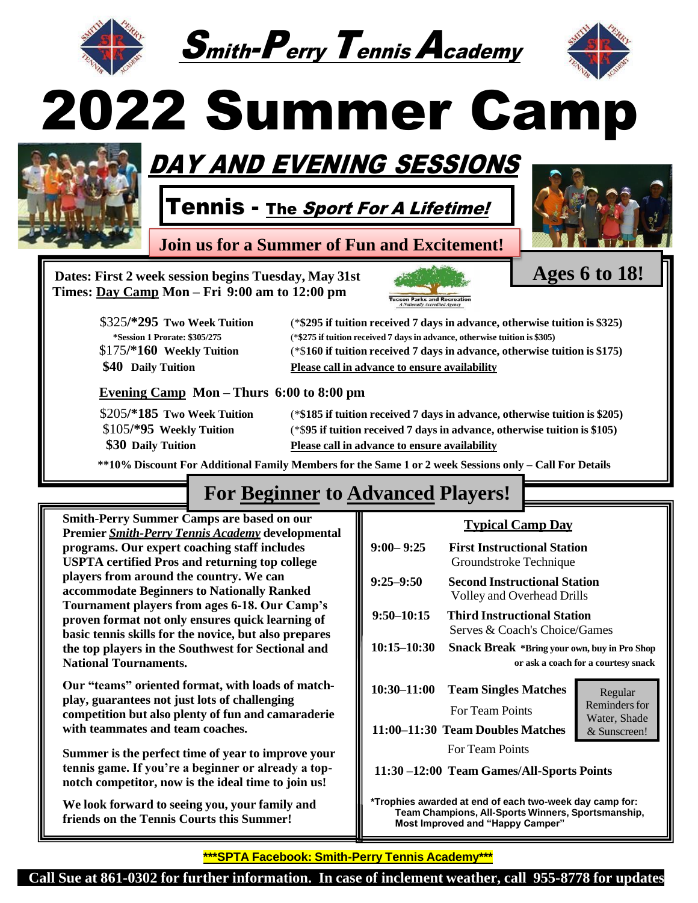# Smith-Perry Tennis Academy

# 2022 Summer Camp

## DAY AND EVENING SESSIONS

## Tennis - The *Sport For A Lifetime!*

**Join us for a Summer of Fun and Excitement!**

**Ages 6 to 18!**

**Dates: First 2 week session begins Tuesday, May 31st**
**Times: Day Camp Mon – Fri 9:00 am to 12:00 pm**

Tucson Parks and Recreation
*A Nationally Accredited Agency*

$325/**\*295 Two Week Tuition** (**\*$295 if tuition received 7 days in advance, otherwise tuition is $325)**
**\*Session 1 Prorate: $305/275** (**\*$275 if tuition received 7 days in advance, otherwise tuition is $305)**
$175/**\*160 Weekly Tuition** (**\*$160 if tuition received 7 days in advance, otherwise tuition is $175)**
**$40 Daily Tuition** **Please call in advance to ensure availability**

**Evening Camp Mon – Thurs 6:00 to 8:00 pm**

$205/**\*185 Two Week Tuition** (**\*$185 if tuition received 7 days in advance, otherwise tuition is $205)**
$105/**\*95 Weekly Tuition** (**\*$95 if tuition received 7 days in advance, otherwise tuition is $105)**
**$30 Daily Tuition** **Please call in advance to ensure availability**

**\*\*10% Discount For Additional Family Members for the Same 1 or 2 week Sessions only – Call For Details**

## For Beginner to Advanced Players!

**Smith-Perry Summer Camps are based on our Premier *Smith-Perry Tennis Academy* developmental programs. Our expert coaching staff includes USPTA certified Pros and returning top college players from around the country. We can accommodate Beginners to Nationally Ranked Tournament players from ages 6-18. Our Camp's proven format not only ensures quick learning of basic tennis skills for the novice, but also prepares the top players in the Southwest for Sectional and National Tournaments.**

**Our "teams" oriented format, with loads of match-play, guarantees not just lots of challenging competition but also plenty of fun and camaraderie with teammates and team coaches.**

**Summer is the perfect time of year to improve your tennis game. If you're a beginner or already a top-notch competitor, now is the ideal time to join us!**

**We look forward to seeing you, your family and friends on the Tennis Courts this Summer!**

### Typical Camp Day

| Time | Activity |
|---|---|
| **9:00–9:25** | **First Instructional Station** Groundstroke Technique |
| **9:25–9:50** | **Second Instructional Station** Volley and Overhead Drills |
| **9:50–10:15** | **Third Instructional Station** Serves & Coach's Choice/Games |
| **10:15–10:30** | **Snack Break \*Bring your own, buy in Pro Shop or ask a coach for a courtesy snack** |
| **10:30–11:00** | **Team Singles Matches** For Team Points |
| **11:00–11:30** | **Team Doubles Matches** For Team Points |
| **11:30–12:00** | **Team Games/All-Sports Points** |

Regular Reminders for Water, Shade & Sunscreen!

**\*Trophies awarded at end of each two-week day camp for: Team Champions, All-Sports Winners, Sportsmanship, Most Improved and "Happy Camper"**

**\*\*\*SPTA Facebook: Smith-Perry Tennis Academy\*\*\***

**Call Sue at 861-0302 for further information. In case of inclement weather, call 955-8778 for updates**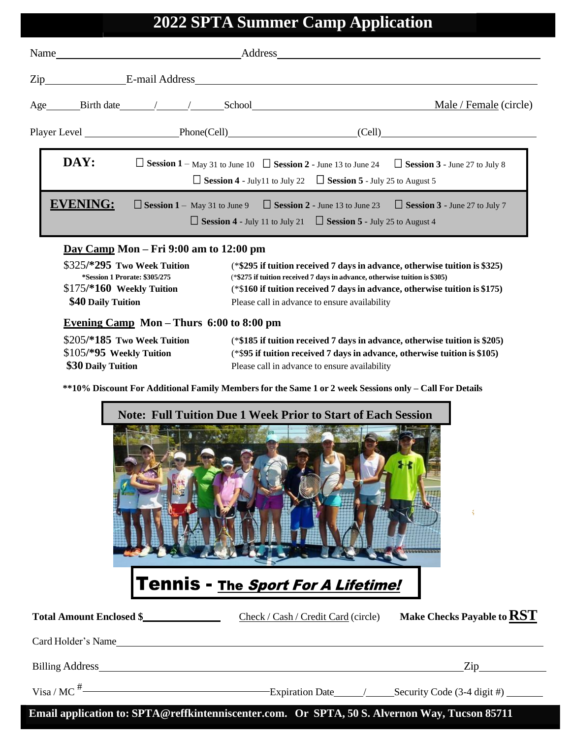# 2022 SPTA Summer Camp Application

Name \_\_\_\_\_\_\_\_\_\_\_\_\_\_\_\_\_\_\_\_\_\_\_\_ Address \_\_\_\_\_\_\_\_\_\_\_\_\_\_\_\_\_\_\_\_\_\_\_\_\_\_\_\_\_\_\_\_

Zip \_\_\_\_\_\_\_\_\_\_ E-mail Address \_\_\_\_\_\_\_\_\_\_\_\_\_\_\_\_\_\_\_\_\_\_\_\_\_\_\_\_\_\_\_\_

Age \_\_\_\_ Birth date \_\_\_\_ / \_\_\_\_ / \_\_\_\_ School \_\_\_\_\_\_\_\_\_\_\_\_\_\_\_\_\_\_\_\_\_\_\_\_ Male / Female (circle)

Player Level \_\_\_\_\_\_\_\_\_\_\_\_ Phone(Cell) \_\_\_\_\_\_\_\_\_\_\_\_\_\_\_\_ (Cell) \_\_\_\_\_\_\_\_\_\_\_\_\_\_\_\_

**DAY:**
- ☐ **Session 1** – May 31 to June 10
- ☐ **Session 2** - June 13 to June 24
- ☐ **Session 3** - June 27 to July 8
- ☐ **Session 4** - July11 to July 22
- ☐ **Session 5** - July 25 to August 5

**EVENING:**
- ☐ **Session 1** – May 31 to June 9
- ☐ **Session 2** - June 13 to June 23
- ☐ **Session 3** - June 27 to July 7
- ☐ **Session 4** - July 11 to July 21
- ☐ **Session 5** - July 25 to August 4

**Day Camp Mon – Fri 9:00 am to 12:00 pm**

$325/**\*295 Two Week Tuition** — (\***$295 if tuition received 7 days in advance, otherwise tuition is $325)**
**\*Session 1 Prorate: $305/275** — (\***$275 if tuition received 7 days in advance, otherwise tuition is $305)**
$175/**\*160 Weekly Tuition** — (\***$160 if tuition received 7 days in advance, otherwise tuition is $175)**
**$40 Daily Tuition** — Please call in advance to ensure availability

**Evening Camp Mon – Thurs 6:00 to 8:00 pm**

$205/**\*185 Two Week Tuition** — (\***$185 if tuition received 7 days in advance, otherwise tuition is $205)**
$105/**\*95 Weekly Tuition** — (\***$95 if tuition received 7 days in advance, otherwise tuition is $105)**
**$30 Daily Tuition** — Please call in advance to ensure availability

**\*\*10% Discount For Additional Family Members for the Same 1 or 2 week Sessions only – Call For Details**

**Note: Full Tuition Due 1 Week Prior to Start of Each Session**

**Tennis - The *Sport For A Lifetime!***

**Total Amount Enclosed $** \_\_\_\_\_\_\_\_\_\_ Check / Cash / Credit Card (circle) **Make Checks Payable to RST**

Card Holder's Name \_\_\_\_\_\_\_\_\_\_\_\_\_\_\_\_\_\_\_\_\_\_\_\_\_\_\_\_\_\_\_\_

Billing Address \_\_\_\_\_\_\_\_\_\_\_\_\_\_\_\_\_\_\_\_\_\_\_\_ Zip \_\_\_\_\_\_\_\_

Visa / MC # \_\_\_\_\_\_\_\_\_\_\_\_\_\_\_\_ Expiration Date \_\_\_\_ / \_\_\_\_ Security Code (3-4 digit #) \_\_\_\_\_\_

**Email application to: SPTA@reffkintenniscenter.com. Or SPTA, 50 S. Alvernon Way, Tucson 85711**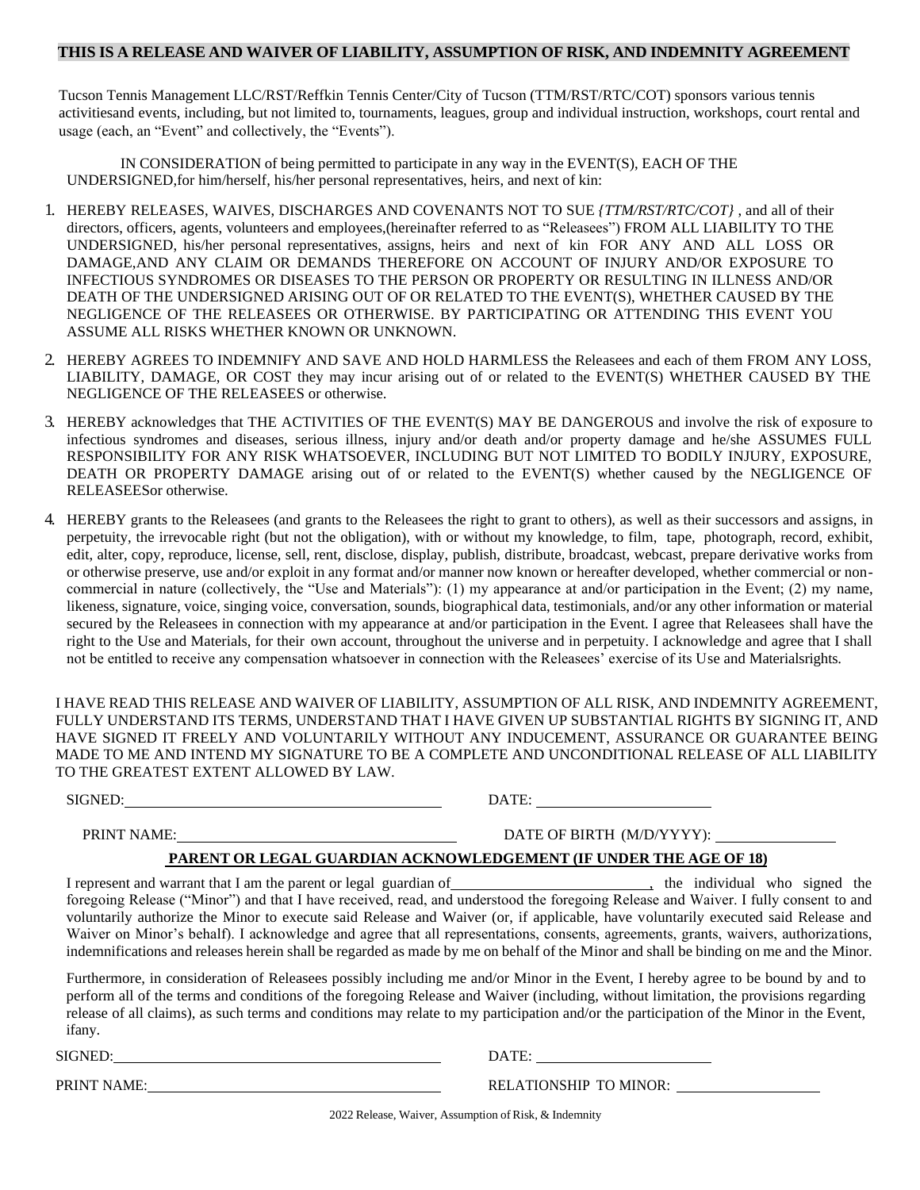**THIS IS A RELEASE AND WAIVER OF LIABILITY, ASSUMPTION OF RISK, AND INDEMNITY AGREEMENT**

Tucson Tennis Management LLC/RST/Reffkin Tennis Center/City of Tucson (TTM/RST/RTC/COT) sponsors various tennis activitiesand events, including, but not limited to, tournaments, leagues, group and individual instruction, workshops, court rental and usage (each, an "Event" and collectively, the "Events").

IN CONSIDERATION of being permitted to participate in any way in the EVENT(S), EACH OF THE UNDERSIGNED,for him/herself, his/her personal representatives, heirs, and next of kin:

1. HEREBY RELEASES, WAIVES, DISCHARGES AND COVENANTS NOT TO SUE *{TTM/RST/RTC/COT}* , and all of their directors, officers, agents, volunteers and employees,(hereinafter referred to as "Releasees") FROM ALL LIABILITY TO THE UNDERSIGNED, his/her personal representatives, assigns, heirs and next of kin FOR ANY AND ALL LOSS OR DAMAGE,AND ANY CLAIM OR DEMANDS THEREFORE ON ACCOUNT OF INJURY AND/OR EXPOSURE TO INFECTIOUS SYNDROMES OR DISEASES TO THE PERSON OR PROPERTY OR RESULTING IN ILLNESS AND/OR DEATH OF THE UNDERSIGNED ARISING OUT OF OR RELATED TO THE EVENT(S), WHETHER CAUSED BY THE NEGLIGENCE OF THE RELEASEES OR OTHERWISE. BY PARTICIPATING OR ATTENDING THIS EVENT YOU ASSUME ALL RISKS WHETHER KNOWN OR UNKNOWN.

2. HEREBY AGREES TO INDEMNIFY AND SAVE AND HOLD HARMLESS the Releasees and each of them FROM ANY LOSS, LIABILITY, DAMAGE, OR COST they may incur arising out of or related to the EVENT(S) WHETHER CAUSED BY THE NEGLIGENCE OF THE RELEASEES or otherwise.

3. HEREBY acknowledges that THE ACTIVITIES OF THE EVENT(S) MAY BE DANGEROUS and involve the risk of exposure to infectious syndromes and diseases, serious illness, injury and/or death and/or property damage and he/she ASSUMES FULL RESPONSIBILITY FOR ANY RISK WHATSOEVER, INCLUDING BUT NOT LIMITED TO BODILY INJURY, EXPOSURE, DEATH OR PROPERTY DAMAGE arising out of or related to the EVENT(S) whether caused by the NEGLIGENCE OF RELEASEESor otherwise.

4. HEREBY grants to the Releasees (and grants to the Releasees the right to grant to others), as well as their successors and assigns, in perpetuity, the irrevocable right (but not the obligation), with or without my knowledge, to film, tape, photograph, record, exhibit, edit, alter, copy, reproduce, license, sell, rent, disclose, display, publish, distribute, broadcast, webcast, prepare derivative works from or otherwise preserve, use and/or exploit in any format and/or manner now known or hereafter developed, whether commercial or non-commercial in nature (collectively, the "Use and Materials"): (1) my appearance at and/or participation in the Event; (2) my name, likeness, signature, voice, singing voice, conversation, sounds, biographical data, testimonials, and/or any other information or material secured by the Releasees in connection with my appearance at and/or participation in the Event. I agree that Releasees shall have the right to the Use and Materials, for their own account, throughout the universe and in perpetuity. I acknowledge and agree that I shall not be entitled to receive any compensation whatsoever in connection with the Releasees' exercise of its Use and Materialsrights.

I HAVE READ THIS RELEASE AND WAIVER OF LIABILITY, ASSUMPTION OF ALL RISK, AND INDEMNITY AGREEMENT, FULLY UNDERSTAND ITS TERMS, UNDERSTAND THAT I HAVE GIVEN UP SUBSTANTIAL RIGHTS BY SIGNING IT, AND HAVE SIGNED IT FREELY AND VOLUNTARILY WITHOUT ANY INDUCEMENT, ASSURANCE OR GUARANTEE BEING MADE TO ME AND INTEND MY SIGNATURE TO BE A COMPLETE AND UNCONDITIONAL RELEASE OF ALL LIABILITY TO THE GREATEST EXTENT ALLOWED BY LAW.

SIGNED:\_\_\_\_\_\_\_\_\_\_\_\_\_\_\_\_\_\_\_\_\_\_\_\_\_\_\_\_\_\_\_\_ DATE: \_\_\_\_\_\_\_\_\_\_\_\_\_\_\_\_\_\_

PRINT NAME:\_\_\_\_\_\_\_\_\_\_\_\_\_\_\_\_\_\_\_\_\_\_\_\_\_\_\_\_ DATE OF BIRTH (M/D/YYYY): \_\_\_\_\_\_\_\_\_\_\_\_

**PARENT OR LEGAL GUARDIAN ACKNOWLEDGEMENT (IF UNDER THE AGE OF 18)**

I represent and warrant that I am the parent or legal guardian of\_\_\_\_\_\_\_\_\_\_\_\_\_\_\_\_\_\_\_\_\_\_, the individual who signed the foregoing Release ("Minor") and that I have received, read, and understood the foregoing Release and Waiver. I fully consent to and voluntarily authorize the Minor to execute said Release and Waiver (or, if applicable, have voluntarily executed said Release and Waiver on Minor's behalf). I acknowledge and agree that all representations, consents, agreements, grants, waivers, authorizations, indemnifications and releases herein shall be regarded as made by me on behalf of the Minor and shall be binding on me and the Minor.

Furthermore, in consideration of Releasees possibly including me and/or Minor in the Event, I hereby agree to be bound by and to perform all of the terms and conditions of the foregoing Release and Waiver (including, without limitation, the provisions regarding release of all claims), as such terms and conditions may relate to my participation and/or the participation of the Minor in the Event, ifany.

SIGNED:\_\_\_\_\_\_\_\_\_\_\_\_\_\_\_\_\_\_\_\_\_\_\_\_\_\_\_\_\_\_\_\_ DATE: \_\_\_\_\_\_\_\_\_\_\_\_\_\_\_\_\_\_

PRINT NAME:\_\_\_\_\_\_\_\_\_\_\_\_\_\_\_\_\_\_\_\_\_\_\_\_\_\_\_\_ RELATIONSHIP TO MINOR: \_\_\_\_\_\_\_\_\_\_\_\_\_\_

2022 Release, Waiver, Assumption of Risk, & Indemnity